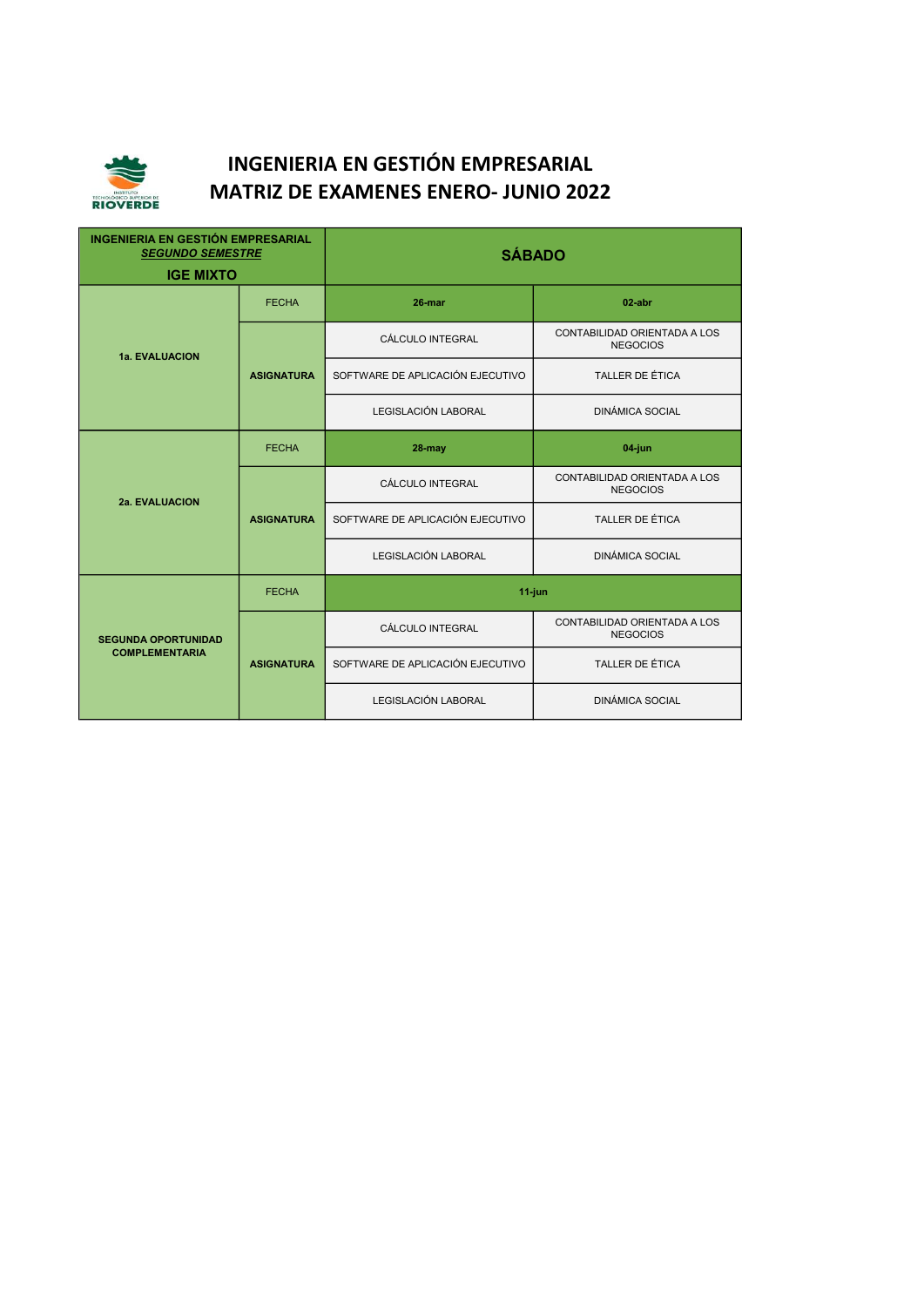# INGENIERIA EN GESTIÓN EMPRESARIAL
# MATRIZ DE EXAMENES ENERO- JUNIO 2022

| INGENIERIA EN GESTIÓN EMPRESARIAL *SEGUNDO SEMESTRE* IGE MIXTO | | SÁBADO | |
|---|---|---|---|
| 1a. EVALUACION | FECHA | 26-mar | 02-abr |
| | ASIGNATURA | CÁLCULO INTEGRAL | CONTABILIDAD ORIENTADA A LOS NEGOCIOS |
| | | SOFTWARE DE APLICACIÓN EJECUTIVO | TALLER DE ÉTICA |
| | | LEGISLACIÓN LABORAL | DINÁMICA SOCIAL |
| 2a. EVALUACION | FECHA | 28-may | 04-jun |
| | ASIGNATURA | CÁLCULO INTEGRAL | CONTABILIDAD ORIENTADA A LOS NEGOCIOS |
| | | SOFTWARE DE APLICACIÓN EJECUTIVO | TALLER DE ÉTICA |
| | | LEGISLACIÓN LABORAL | DINÁMICA SOCIAL |
| SEGUNDA OPORTUNIDAD COMPLEMENTARIA | FECHA | 11-jun | |
| | ASIGNATURA | CÁLCULO INTEGRAL | CONTABILIDAD ORIENTADA A LOS NEGOCIOS |
| | | SOFTWARE DE APLICACIÓN EJECUTIVO | TALLER DE ÉTICA |
| | | LEGISLACIÓN LABORAL | DINÁMICA SOCIAL |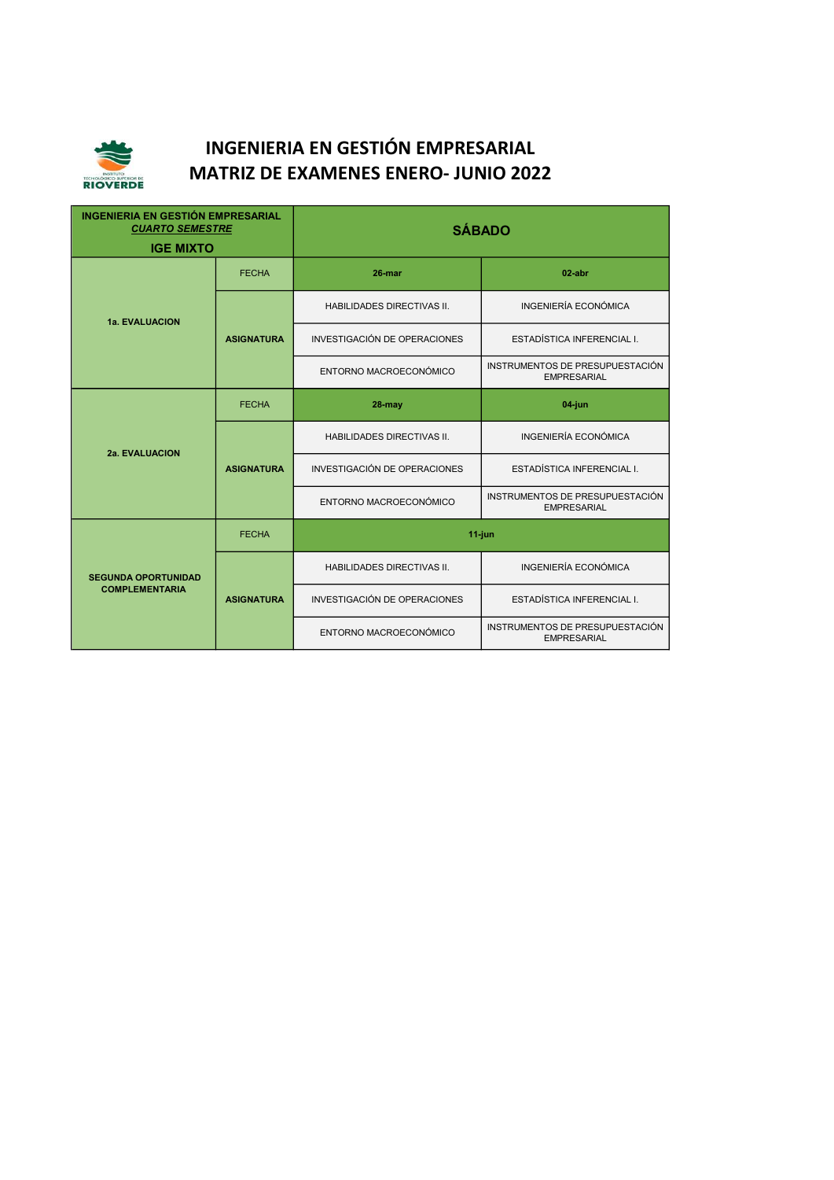# INGENIERIA EN GESTIÓN EMPRESARIAL
# MATRIZ DE EXAMENES ENERO- JUNIO 2022

| INGENIERIA EN GESTIÓN EMPRESARIAL *CUARTO SEMESTRE* IGE MIXTO | | SÁBADO | |
|---|---|---|---|
| 1a. EVALUACION | FECHA | 26-mar | 02-abr |
| | ASIGNATURA | HABILIDADES DIRECTIVAS II. | INGENIERÍA ECONÓMICA |
| | | INVESTIGACIÓN DE OPERACIONES | ESTADÍSTICA INFERENCIAL I. |
| | | ENTORNO MACROECONÓMICO | INSTRUMENTOS DE PRESUPUESTACIÓN EMPRESARIAL |
| 2a. EVALUACION | FECHA | 28-may | 04-jun |
| | ASIGNATURA | HABILIDADES DIRECTIVAS II. | INGENIERÍA ECONÓMICA |
| | | INVESTIGACIÓN DE OPERACIONES | ESTADÍSTICA INFERENCIAL I. |
| | | ENTORNO MACROECONÓMICO | INSTRUMENTOS DE PRESUPUESTACIÓN EMPRESARIAL |
| SEGUNDA OPORTUNIDAD COMPLEMENTARIA | FECHA | 11-jun | |
| | ASIGNATURA | HABILIDADES DIRECTIVAS II. | INGENIERÍA ECONÓMICA |
| | | INVESTIGACIÓN DE OPERACIONES | ESTADÍSTICA INFERENCIAL I. |
| | | ENTORNO MACROECONÓMICO | INSTRUMENTOS DE PRESUPUESTACIÓN EMPRESARIAL |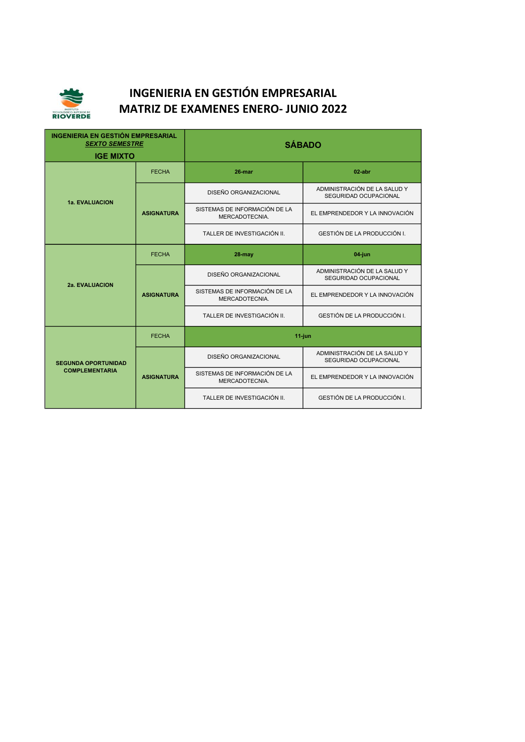# INGENIERIA EN GESTIÓN EMPRESARIAL
# MATRIZ DE EXAMENES ENERO- JUNIO 2022

| INGENIERIA EN GESTIÓN EMPRESARIAL<br>*SEXTO SEMESTRE*<br>**IGE MIXTO** | | **SÁBADO** | |
|---|---|---|---|
| **1a. EVALUACION** | FECHA | **26-mar** | **02-abr** |
| | **ASIGNATURA** | DISEÑO ORGANIZACIONAL | ADMINISTRACIÓN DE LA SALUD Y SEGURIDAD OCUPACIONAL |
| | | SISTEMAS DE INFORMACIÓN DE LA MERCADOTECNIA. | EL EMPRENDEDOR Y LA INNOVACIÓN |
| | | TALLER DE INVESTIGACIÓN II. | GESTIÓN DE LA PRODUCCIÓN I. |
| **2a. EVALUACION** | FECHA | **28-may** | **04-jun** |
| | **ASIGNATURA** | DISEÑO ORGANIZACIONAL | ADMINISTRACIÓN DE LA SALUD Y SEGURIDAD OCUPACIONAL |
| | | SISTEMAS DE INFORMACIÓN DE LA MERCADOTECNIA. | EL EMPRENDEDOR Y LA INNOVACIÓN |
| | | TALLER DE INVESTIGACIÓN II. | GESTIÓN DE LA PRODUCCIÓN I. |
| **SEGUNDA OPORTUNIDAD COMPLEMENTARIA** | FECHA | **11-jun** | |
| | **ASIGNATURA** | DISEÑO ORGANIZACIONAL | ADMINISTRACIÓN DE LA SALUD Y SEGURIDAD OCUPACIONAL |
| | | SISTEMAS DE INFORMACIÓN DE LA MERCADOTECNIA. | EL EMPRENDEDOR Y LA INNOVACIÓN |
| | | TALLER DE INVESTIGACIÓN II. | GESTIÓN DE LA PRODUCCIÓN I. |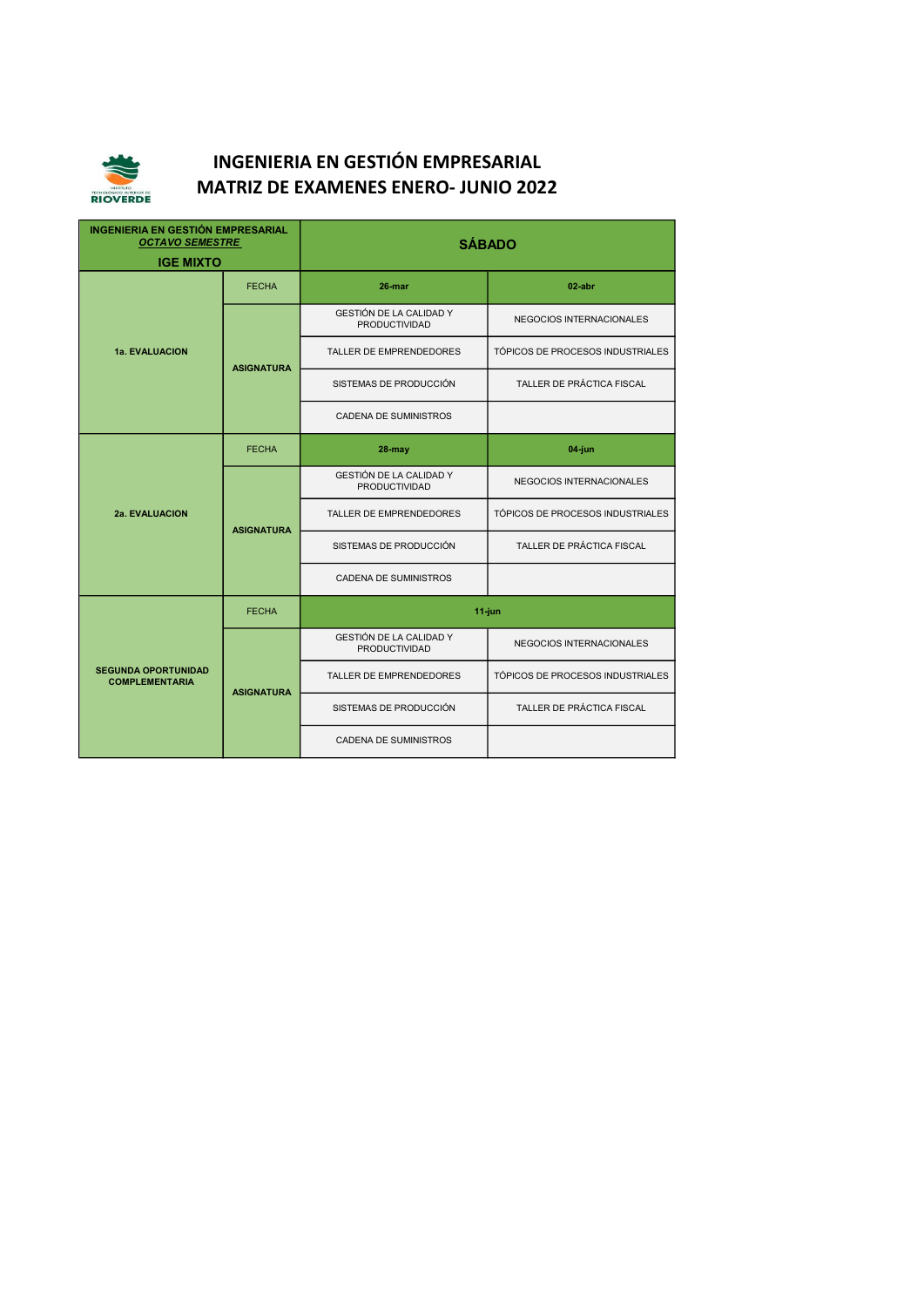# INGENIERIA EN GESTIÓN EMPRESARIAL
# MATRIZ DE EXAMENES ENERO- JUNIO 2022

| INGENIERIA EN GESTIÓN EMPRESARIAL *OCTAVO SEMESTRE* IGE MIXTO | | SÁBADO | |
|---|---|---|---|
| 1a. EVALUACION | FECHA | 26-mar | 02-abr |
| | ASIGNATURA | GESTIÓN DE LA CALIDAD Y PRODUCTIVIDAD | NEGOCIOS INTERNACIONALES |
| | | TALLER DE EMPRENDEDORES | TÓPICOS DE PROCESOS INDUSTRIALES |
| | | SISTEMAS DE PRODUCCIÓN | TALLER DE PRÁCTICA FISCAL |
| | | CADENA DE SUMINISTROS | |
| 2a. EVALUACION | FECHA | 28-may | 04-jun |
| | ASIGNATURA | GESTIÓN DE LA CALIDAD Y PRODUCTIVIDAD | NEGOCIOS INTERNACIONALES |
| | | TALLER DE EMPRENDEDORES | TÓPICOS DE PROCESOS INDUSTRIALES |
| | | SISTEMAS DE PRODUCCIÓN | TALLER DE PRÁCTICA FISCAL |
| | | CADENA DE SUMINISTROS | |
| SEGUNDA OPORTUNIDAD COMPLEMENTARIA | FECHA | 11-jun | |
| | ASIGNATURA | GESTIÓN DE LA CALIDAD Y PRODUCTIVIDAD | NEGOCIOS INTERNACIONALES |
| | | TALLER DE EMPRENDEDORES | TÓPICOS DE PROCESOS INDUSTRIALES |
| | | SISTEMAS DE PRODUCCIÓN | TALLER DE PRÁCTICA FISCAL |
| | | CADENA DE SUMINISTROS | |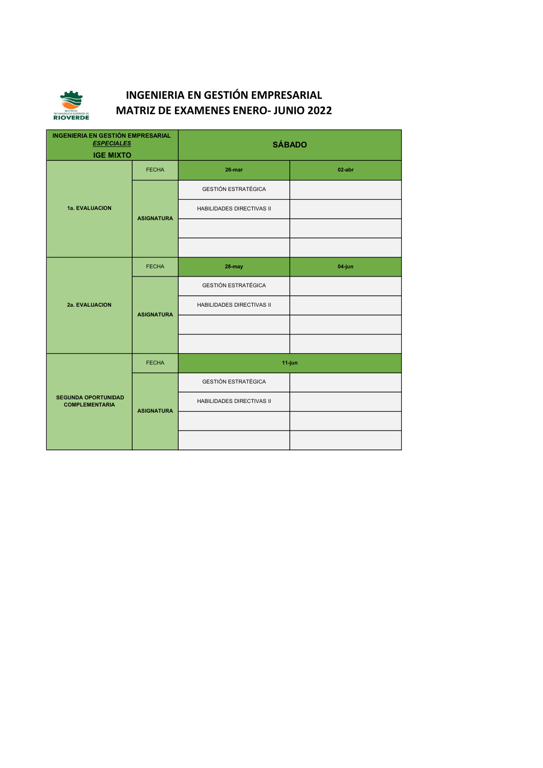# INGENIERIA EN GESTIÓN EMPRESARIAL
# MATRIZ DE EXAMENES ENERO- JUNIO 2022

| INGENIERIA EN GESTIÓN EMPRESARIAL *ESPECIALES* IGE MIXTO | | SÁBADO | |
|---|---|---|---|
| 1a. EVALUACION | FECHA | 26-mar | 02-abr |
| | ASIGNATURA | GESTIÓN ESTRATÉGICA | |
| | | HABILIDADES DIRECTIVAS II | |
| | | | |
| | | | |
| 2a. EVALUACION | FECHA | 28-may | 04-jun |
| | ASIGNATURA | GESTIÓN ESTRATÉGICA | |
| | | HABILIDADES DIRECTIVAS II | |
| | | | |
| | | | |
| SEGUNDA OPORTUNIDAD COMPLEMENTARIA | FECHA | 11-jun | |
| | ASIGNATURA | GESTIÓN ESTRATÉGICA | |
| | | HABILIDADES DIRECTIVAS II | |
| | | | |
| | | | |